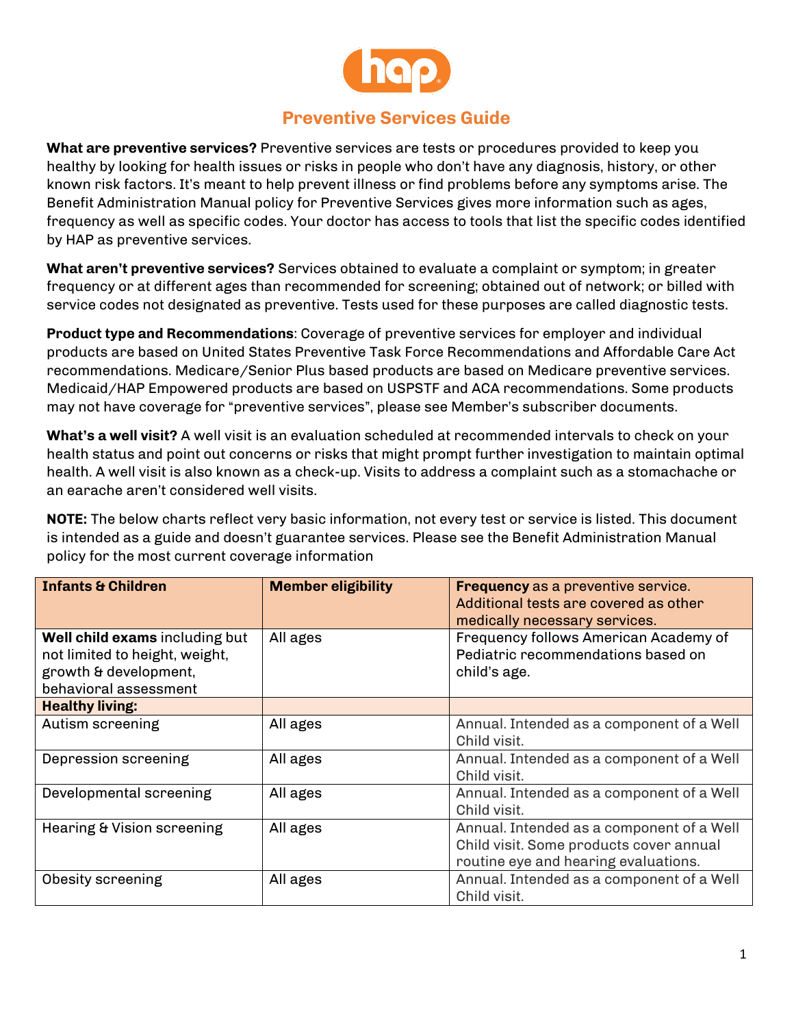# Preventive Services Guide

**What are preventive services?** Preventive services are tests or procedures provided to keep you healthy by looking for health issues or risks in people who don't have any diagnosis, history, or other known risk factors. It's meant to help prevent illness or find problems before any symptoms arise. The Benefit Administration Manual policy for Preventive Services gives more information such as ages, frequency as well as specific codes. Your doctor has access to tools that list the specific codes identified by HAP as preventive services.

**What aren't preventive services?** Services obtained to evaluate a complaint or symptom; in greater frequency or at different ages than recommended for screening; obtained out of network; or billed with service codes not designated as preventive. Tests used for these purposes are called diagnostic tests.

**Product type and Recommendations**: Coverage of preventive services for employer and individual products are based on United States Preventive Task Force Recommendations and Affordable Care Act recommendations. Medicare/Senior Plus based products are based on Medicare preventive services. Medicaid/HAP Empowered products are based on USPSTF and ACA recommendations. Some products may not have coverage for "preventive services", please see Member's subscriber documents.

**What's a well visit?** A well visit is an evaluation scheduled at recommended intervals to check on your health status and point out concerns or risks that might prompt further investigation to maintain optimal health. A well visit is also known as a check-up. Visits to address a complaint such as a stomachache or an earache aren't considered well visits.

**NOTE:** The below charts reflect very basic information, not every test or service is listed. This document is intended as a guide and doesn't guarantee services. Please see the Benefit Administration Manual policy for the most current coverage information

| **Infants & Children** | **Member eligibility** | **Frequency** as a preventive service. Additional tests are covered as other medically necessary services. |
|---|---|---|
| **Well child exams** including but not limited to height, weight, growth & development, behavioral assessment | All ages | Frequency follows American Academy of Pediatric recommendations based on child's age. |
| **Healthy living:** | | |
| Autism screening | All ages | Annual. Intended as a component of a Well Child visit. |
| Depression screening | All ages | Annual. Intended as a component of a Well Child visit. |
| Developmental screening | All ages | Annual. Intended as a component of a Well Child visit. |
| Hearing & Vision screening | All ages | Annual. Intended as a component of a Well Child visit. Some products cover annual routine eye and hearing evaluations. |
| Obesity screening | All ages | Annual. Intended as a component of a Well Child visit. |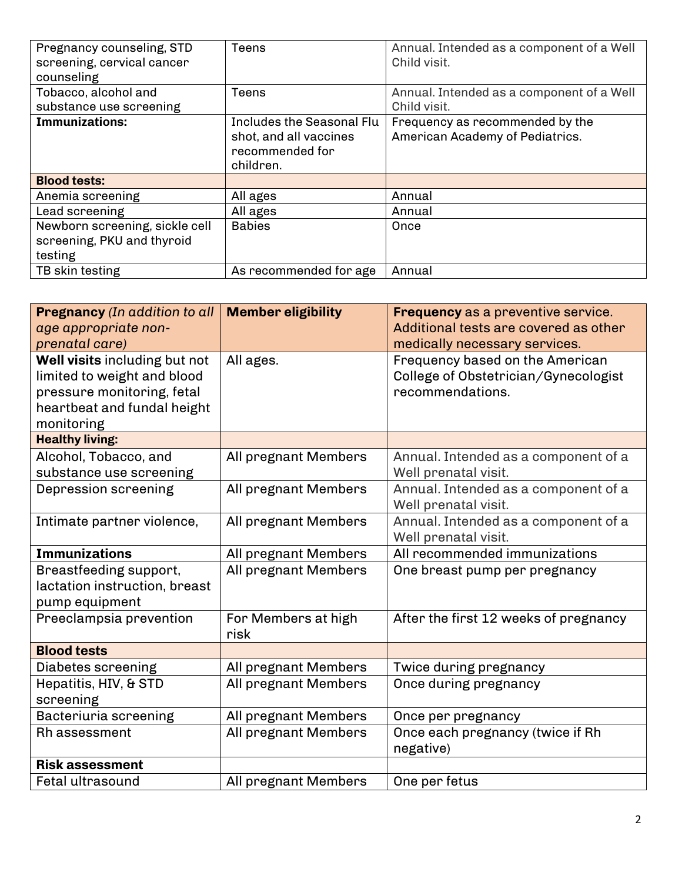| | | |
|---|---|---|
| Pregnancy counseling, STD screening, cervical cancer counseling | Teens | Annual. Intended as a component of a Well Child visit. |
| Tobacco, alcohol and substance use screening | Teens | Annual. Intended as a component of a Well Child visit. |
| **Immunizations:** | Includes the Seasonal Flu shot, and all vaccines recommended for children. | Frequency as recommended by the American Academy of Pediatrics. |
| **Blood tests:** | | |
| Anemia screening | All ages | Annual |
| Lead screening | All ages | Annual |
| Newborn screening, sickle cell screening, PKU and thyroid testing | Babies | Once |
| TB skin testing | As recommended for age | Annual |

| **Pregnancy** *(In addition to all age appropriate non-prenatal care)* | **Member eligibility** | **Frequency** as a preventive service. Additional tests are covered as other medically necessary services. |
|---|---|---|
| **Well visits** including but not limited to weight and blood pressure monitoring, fetal heartbeat and fundal height monitoring | All ages. | Frequency based on the American College of Obstetrician/Gynecologist recommendations. |
| **Healthy living:** | | |
| Alcohol, Tobacco, and substance use screening | All pregnant Members | Annual. Intended as a component of a Well prenatal visit. |
| Depression screening | All pregnant Members | Annual. Intended as a component of a Well prenatal visit. |
| Intimate partner violence, | All pregnant Members | Annual. Intended as a component of a Well prenatal visit. |
| **Immunizations** | All pregnant Members | All recommended immunizations |
| Breastfeeding support, lactation instruction, breast pump equipment | All pregnant Members | One breast pump per pregnancy |
| Preeclampsia prevention | For Members at high risk | After the first 12 weeks of pregnancy |
| **Blood tests** | | |
| Diabetes screening | All pregnant Members | Twice during pregnancy |
| Hepatitis, HIV, & STD screening | All pregnant Members | Once during pregnancy |
| Bacteriuria screening | All pregnant Members | Once per pregnancy |
| Rh assessment | All pregnant Members | Once each pregnancy (twice if Rh negative) |
| **Risk assessment** | | |
| Fetal ultrasound | All pregnant Members | One per fetus |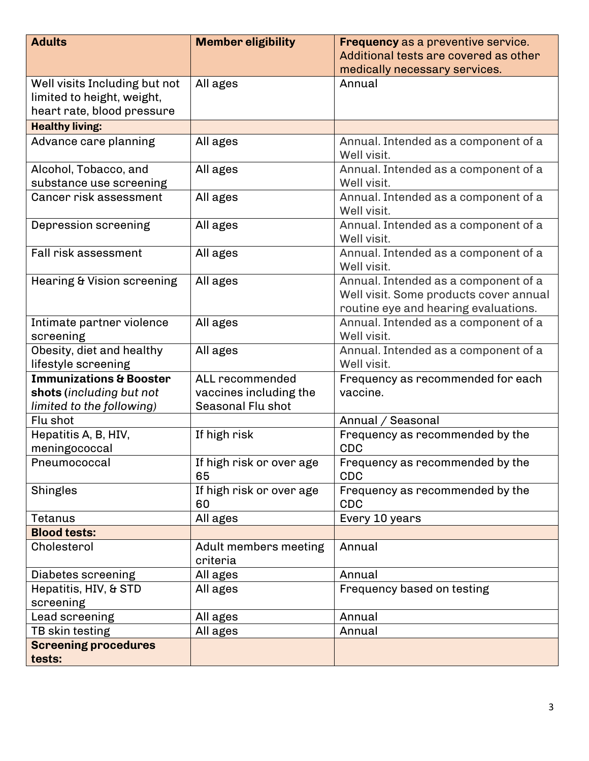| **Adults** | **Member eligibility** | **Frequency** as a preventive service. Additional tests are covered as other medically necessary services. |
|---|---|---|
| Well visits Including but not limited to height, weight, heart rate, blood pressure | All ages | Annual |
| **Healthy living:** | | |
| Advance care planning | All ages | Annual. Intended as a component of a Well visit. |
| Alcohol, Tobacco, and substance use screening | All ages | Annual. Intended as a component of a Well visit. |
| Cancer risk assessment | All ages | Annual. Intended as a component of a Well visit. |
| Depression screening | All ages | Annual. Intended as a component of a Well visit. |
| Fall risk assessment | All ages | Annual. Intended as a component of a Well visit. |
| Hearing & Vision screening | All ages | Annual. Intended as a component of a Well visit. Some products cover annual routine eye and hearing evaluations. |
| Intimate partner violence screening | All ages | Annual. Intended as a component of a Well visit. |
| Obesity, diet and healthy lifestyle screening | All ages | Annual. Intended as a component of a Well visit. |
| **Immunizations & Booster shots** (*including but not limited to the following*) | ALL recommended vaccines including the Seasonal Flu shot | Frequency as recommended for each vaccine. |
| Flu shot | | Annual / Seasonal |
| Hepatitis A, B, HIV, meningococcal | If high risk | Frequency as recommended by the CDC |
| Pneumococcal | If high risk or over age 65 | Frequency as recommended by the CDC |
| Shingles | If high risk or over age 60 | Frequency as recommended by the CDC |
| Tetanus | All ages | Every 10 years |
| **Blood tests:** | | |
| Cholesterol | Adult members meeting criteria | Annual |
| Diabetes screening | All ages | Annual |
| Hepatitis, HIV, & STD screening | All ages | Frequency based on testing |
| Lead screening | All ages | Annual |
| TB skin testing | All ages | Annual |
| **Screening procedures tests:** | | |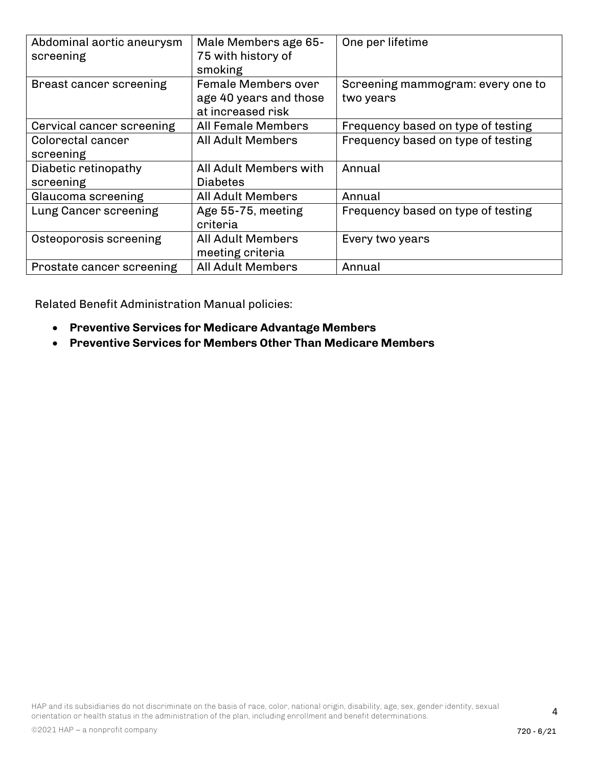| | | |
|---|---|---|
| Abdominal aortic aneurysm screening | Male Members age 65-75 with history of smoking | One per lifetime |
| Breast cancer screening | Female Members over age 40 years and those at increased risk | Screening mammogram: every one to two years |
| Cervical cancer screening | All Female Members | Frequency based on type of testing |
| Colorectal cancer screening | All Adult Members | Frequency based on type of testing |
| Diabetic retinopathy screening | All Adult Members with Diabetes | Annual |
| Glaucoma screening | All Adult Members | Annual |
| Lung Cancer screening | Age 55-75, meeting criteria | Frequency based on type of testing |
| Osteoporosis screening | All Adult Members meeting criteria | Every two years |
| Prostate cancer screening | All Adult Members | Annual |

Related Benefit Administration Manual policies:

- **Preventive Services for Medicare Advantage Members**
- **Preventive Services for Members Other Than Medicare Members**

HAP and its subsidiaries do not discriminate on the basis of race, color, national origin, disability, age, sex, gender identity, sexual orientation or health status in the administration of the plan, including enrollment and benefit determinations.

©2021 HAP – a nonprofit company

720 - 6/21